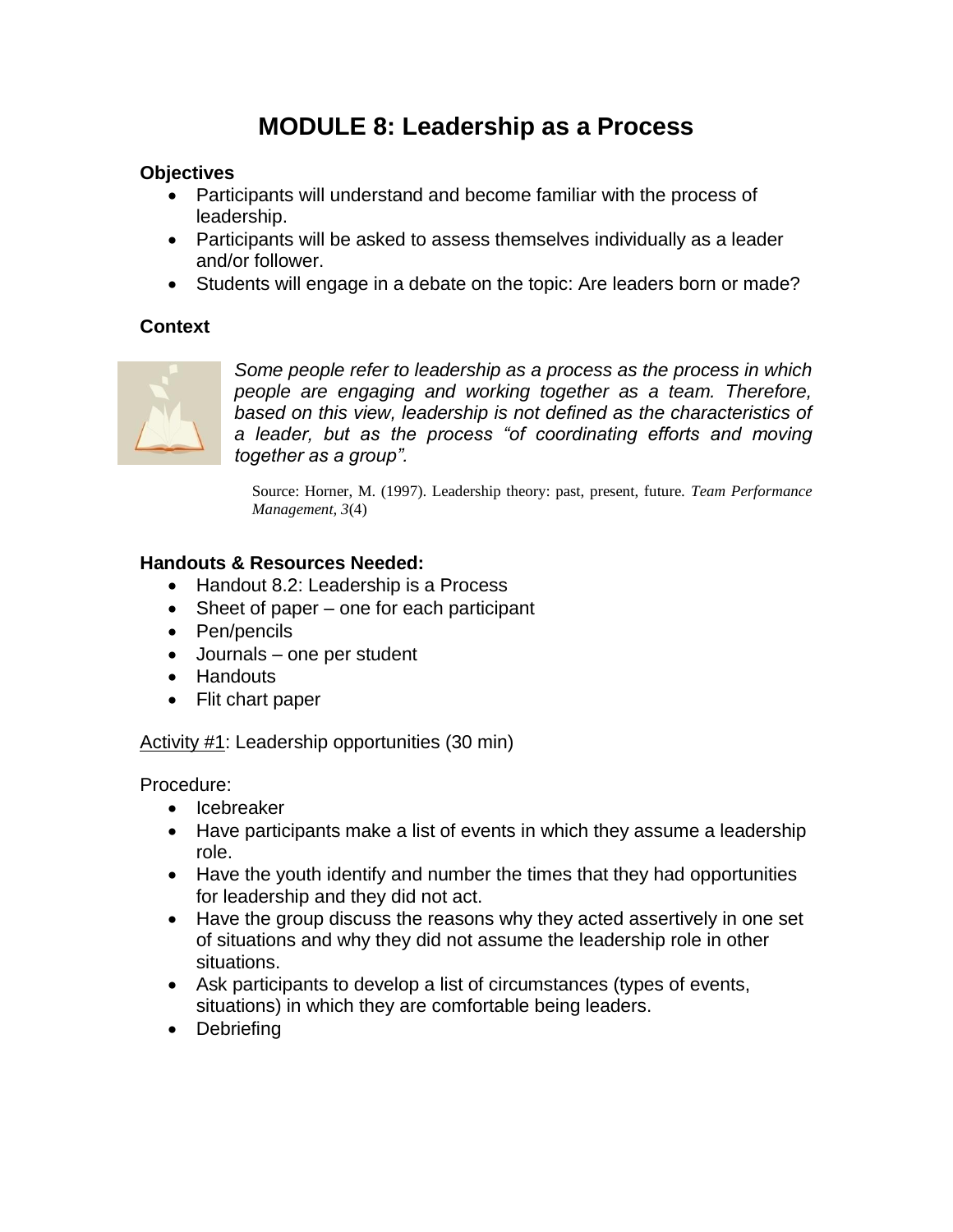# MODULE 8: Leadership as a Process

**Objectives**

- Participants will understand and become familiar with the process of leadership.
- Participants will be asked to assess themselves individually as a leader and/or follower.
- Students will engage in a debate on the topic: Are leaders born or made?

**Context**

*Some people refer to leadership as a process as the process in which people are engaging and working together as a team. Therefore, based on this view, leadership is not defined as the characteristics of a leader, but as the process "of coordinating efforts and moving together as a group".*

Source: Horner, M. (1997). Leadership theory: past, present, future. *Team Performance Management, 3*(4)

**Handouts & Resources Needed:**

- Handout 8.2: Leadership is a Process
- Sheet of paper – one for each participant
- Pen/pencils
- Journals – one per student
- Handouts
- Flit chart paper

Activity #1: Leadership opportunities (30 min)

Procedure:

- Icebreaker
- Have participants make a list of events in which they assume a leadership role.
- Have the youth identify and number the times that they had opportunities for leadership and they did not act.
- Have the group discuss the reasons why they acted assertively in one set of situations and why they did not assume the leadership role in other situations.
- Ask participants to develop a list of circumstances (types of events, situations) in which they are comfortable being leaders.
- Debriefing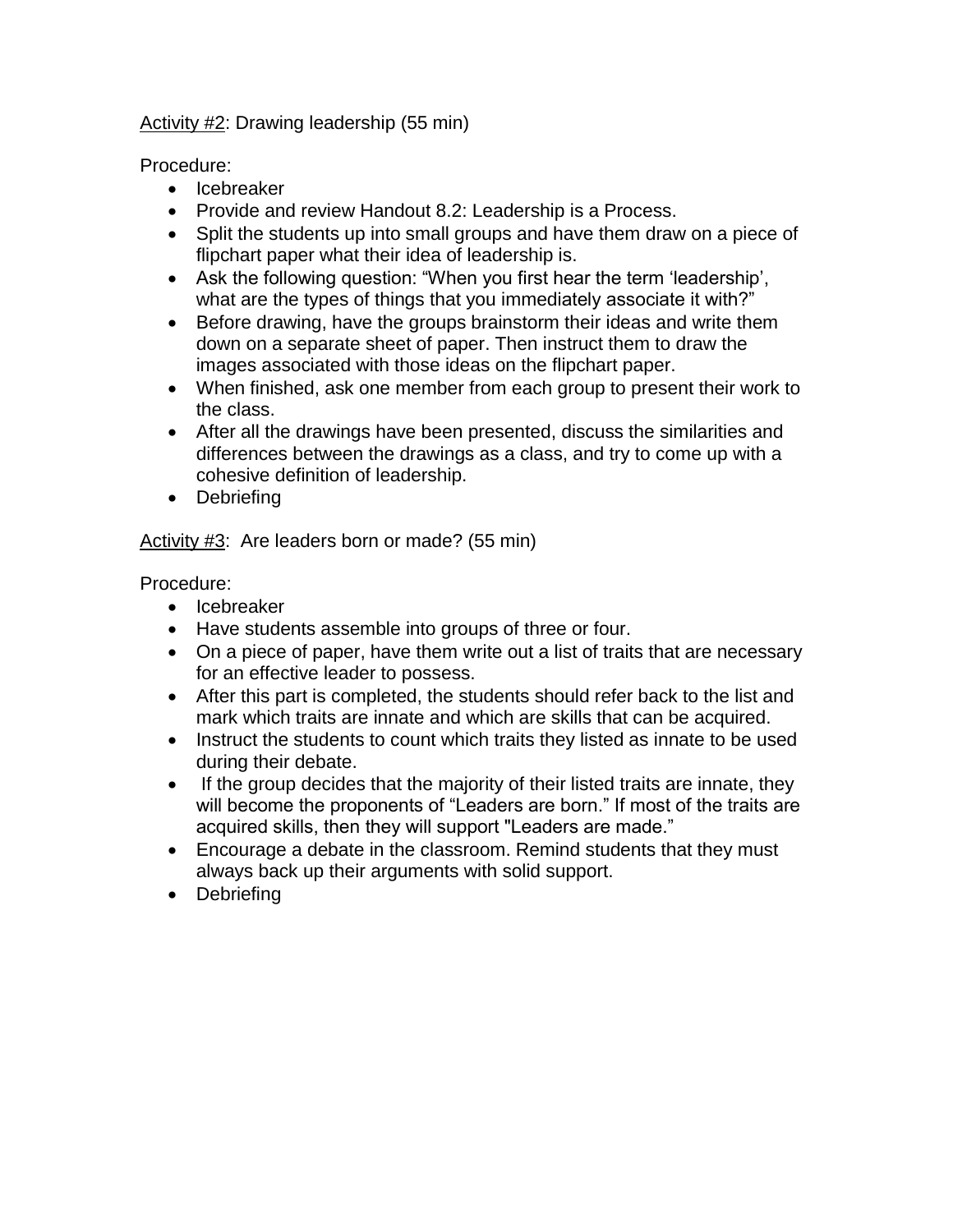Activity #2: Drawing leadership (55 min)

Procedure:

- Icebreaker
- Provide and review Handout 8.2: Leadership is a Process.
- Split the students up into small groups and have them draw on a piece of flipchart paper what their idea of leadership is.
- Ask the following question: "When you first hear the term 'leadership', what are the types of things that you immediately associate it with?"
- Before drawing, have the groups brainstorm their ideas and write them down on a separate sheet of paper. Then instruct them to draw the images associated with those ideas on the flipchart paper.
- When finished, ask one member from each group to present their work to the class.
- After all the drawings have been presented, discuss the similarities and differences between the drawings as a class, and try to come up with a cohesive definition of leadership.
- Debriefing

Activity #3: Are leaders born or made? (55 min)

Procedure:

- Icebreaker
- Have students assemble into groups of three or four.
- On a piece of paper, have them write out a list of traits that are necessary for an effective leader to possess.
- After this part is completed, the students should refer back to the list and mark which traits are innate and which are skills that can be acquired.
- Instruct the students to count which traits they listed as innate to be used during their debate.
- If the group decides that the majority of their listed traits are innate, they will become the proponents of "Leaders are born." If most of the traits are acquired skills, then they will support "Leaders are made."
- Encourage a debate in the classroom. Remind students that they must always back up their arguments with solid support.
- Debriefing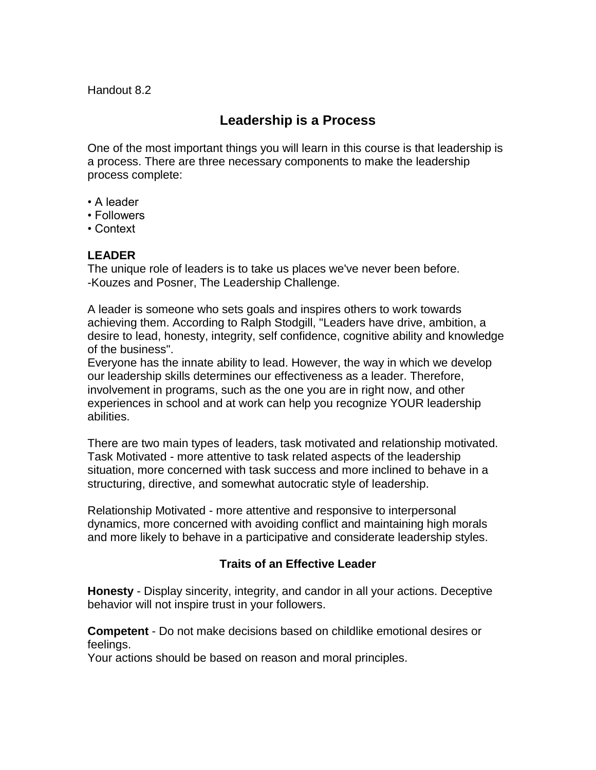Handout 8.2

# Leadership is a Process

One of the most important things you will learn in this course is that leadership is a process. There are three necessary components to make the leadership process complete:

- A leader
- Followers
- Context

**LEADER**

The unique role of leaders is to take us places we've never been before.
-Kouzes and Posner, The Leadership Challenge.

A leader is someone who sets goals and inspires others to work towards achieving them. According to Ralph Stodgill, "Leaders have drive, ambition, a desire to lead, honesty, integrity, self confidence, cognitive ability and knowledge of the business".
Everyone has the innate ability to lead. However, the way in which we develop our leadership skills determines our effectiveness as a leader. Therefore, involvement in programs, such as the one you are in right now, and other experiences in school and at work can help you recognize YOUR leadership abilities.

There are two main types of leaders, task motivated and relationship motivated.
Task Motivated - more attentive to task related aspects of the leadership situation, more concerned with task success and more inclined to behave in a structuring, directive, and somewhat autocratic style of leadership.

Relationship Motivated - more attentive and responsive to interpersonal dynamics, more concerned with avoiding conflict and maintaining high morals and more likely to behave in a participative and considerate leadership styles.

### Traits of an Effective Leader

**Honesty** - Display sincerity, integrity, and candor in all your actions. Deceptive behavior will not inspire trust in your followers.

**Competent** - Do not make decisions based on childlike emotional desires or feelings.
Your actions should be based on reason and moral principles.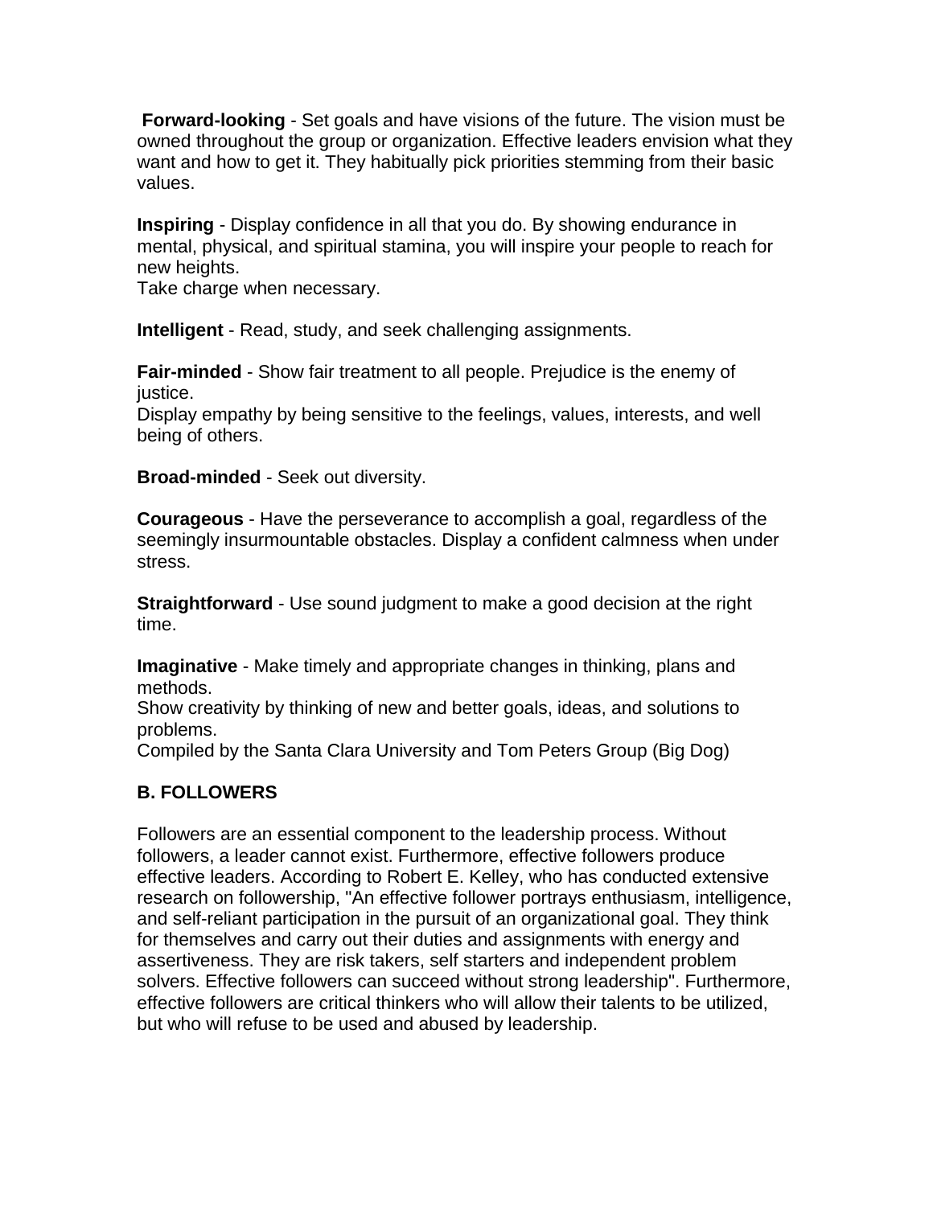**Forward-looking** - Set goals and have visions of the future. The vision must be owned throughout the group or organization. Effective leaders envision what they want and how to get it. They habitually pick priorities stemming from their basic values.

**Inspiring** - Display confidence in all that you do. By showing endurance in mental, physical, and spiritual stamina, you will inspire your people to reach for new heights.
Take charge when necessary.

**Intelligent** - Read, study, and seek challenging assignments.

**Fair-minded** - Show fair treatment to all people. Prejudice is the enemy of justice.
Display empathy by being sensitive to the feelings, values, interests, and well being of others.

**Broad-minded** - Seek out diversity.

**Courageous** - Have the perseverance to accomplish a goal, regardless of the seemingly insurmountable obstacles. Display a confident calmness when under stress.

**Straightforward** - Use sound judgment to make a good decision at the right time.

**Imaginative** - Make timely and appropriate changes in thinking, plans and methods.
Show creativity by thinking of new and better goals, ideas, and solutions to problems.
Compiled by the Santa Clara University and Tom Peters Group (Big Dog)

## B. FOLLOWERS

Followers are an essential component to the leadership process. Without followers, a leader cannot exist. Furthermore, effective followers produce effective leaders. According to Robert E. Kelley, who has conducted extensive research on followership, "An effective follower portrays enthusiasm, intelligence, and self-reliant participation in the pursuit of an organizational goal. They think for themselves and carry out their duties and assignments with energy and assertiveness. They are risk takers, self starters and independent problem solvers. Effective followers can succeed without strong leadership". Furthermore, effective followers are critical thinkers who will allow their talents to be utilized, but who will refuse to be used and abused by leadership.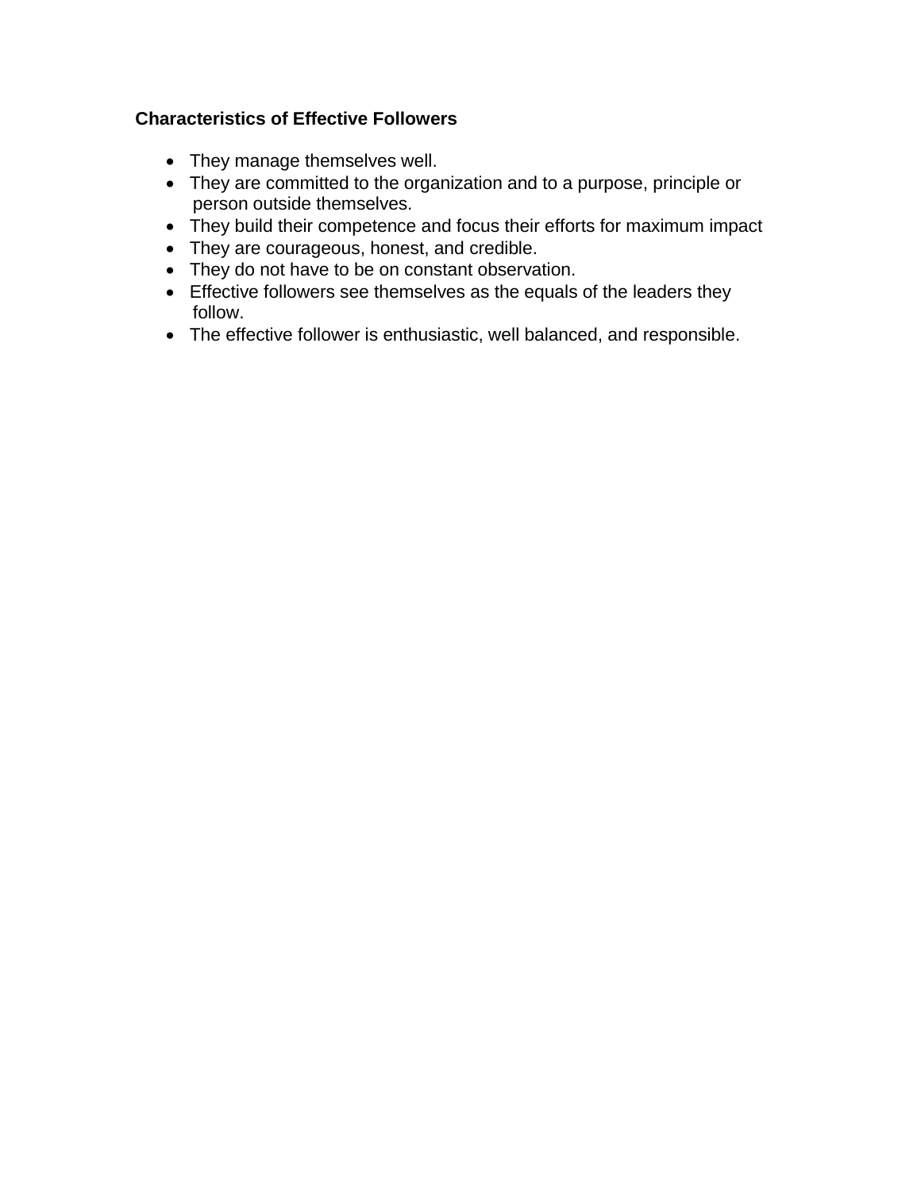**Characteristics of Effective Followers**

- They manage themselves well.
- They are committed to the organization and to a purpose, principle or person outside themselves.
- They build their competence and focus their efforts for maximum impact
- They are courageous, honest, and credible.
- They do not have to be on constant observation.
- Effective followers see themselves as the equals of the leaders they follow.
- The effective follower is enthusiastic, well balanced, and responsible.